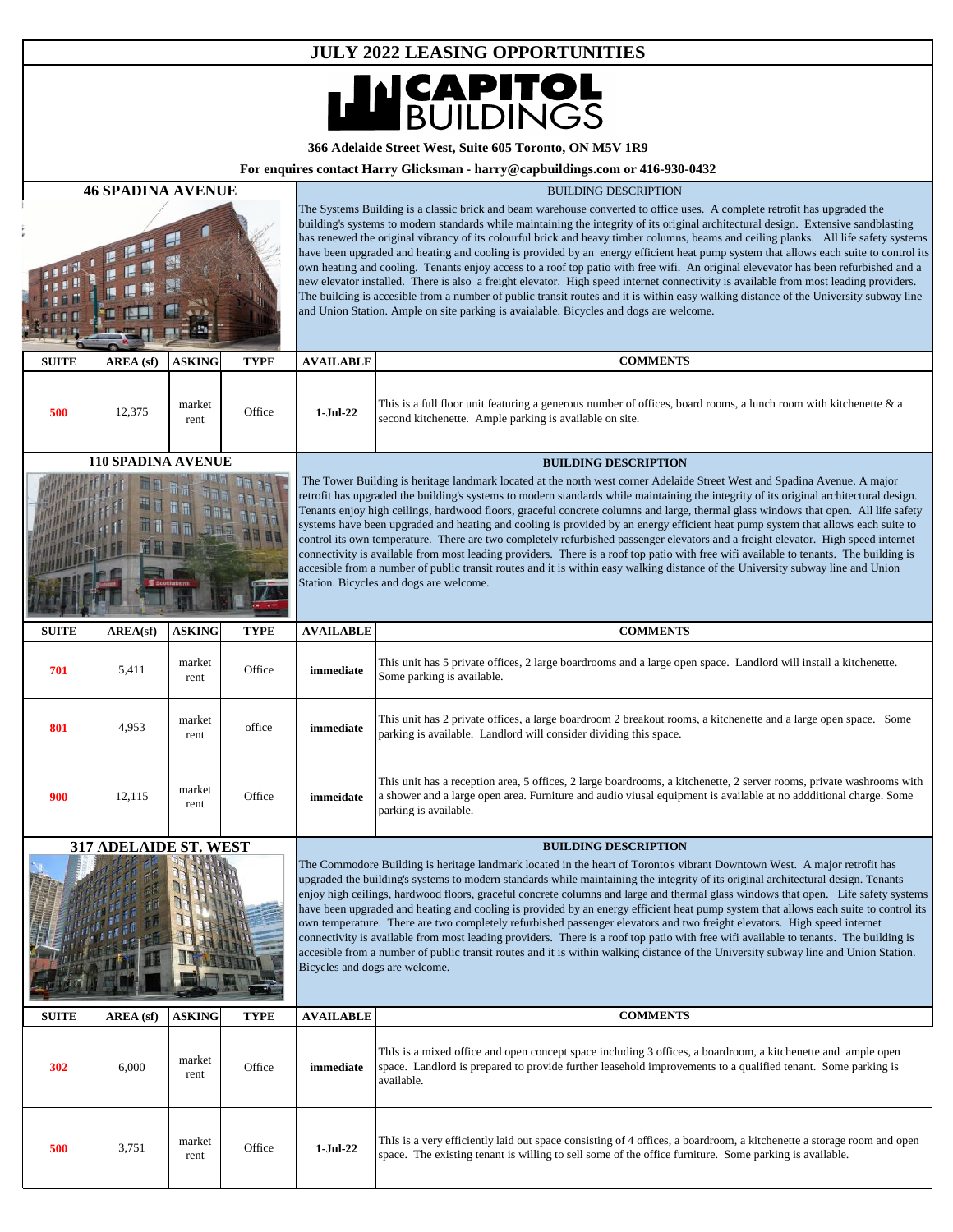# JULY 2022 LEASING OPPORTUNITIES

**CAPITOL BUILDINGS**

**366 Adelaide Street West, Suite 605 Toronto, ON M5V 1R9**

**For enquires contact Harry Glicksman - harry@capbuildings.com or 416-930-0432**

## 46 SPADINA AVENUE

BUILDING DESCRIPTION

The Systems Building is a classic brick and beam warehouse converted to office uses. A complete retrofit has upgraded the building's systems to modern standards while maintaining the integrity of its original architectural design. Extensive sandblasting has renewed the original vibrancy of its colourful brick and heavy timber columns, beams and ceiling planks. All life safety systems have been upgraded and heating and cooling is provided by an energy efficient heat pump system that allows each suite to control its own heating and cooling. Tenants enjoy access to a roof top patio with free wifi. An original elevevator has been refurbished and a new elevator installed. There is also a freight elevator. High speed internet connectivity is available from most leading providers. The building is accesible from a number of public transit routes and it is within easy walking distance of the University subway line and Union Station. Ample on site parking is avaialable. Bicycles and dogs are welcome.

| SUITE | AREA (sf) | ASKING | TYPE | AVAILABLE | COMMENTS |
|---|---|---|---|---|---|
| 500 | 12,375 | market rent | Office | 1-Jul-22 | This is a full floor unit featuring a generous number of offices, board rooms, a lunch room with kitchenette & a second kitchenette. Ample parking is available on site. |

## 110 SPADINA AVENUE

**BUILDING DESCRIPTION**

The Tower Building is heritage landmark located at the north west corner Adelaide Street West and Spadina Avenue. A major retrofit has upgraded the building's systems to modern standards while maintaining the integrity of its original architectural design. Tenants enjoy high ceilings, hardwood floors, graceful concrete columns and large, thermal glass windows that open. All life safety systems have been upgraded and heating and cooling is provided by an energy efficient heat pump system that allows each suite to control its own temperature. There are two completely refurbished passenger elevators and a freight elevator. High speed internet connectivity is available from most leading providers. There is a roof top patio with free wifi available to tenants. The building is accesible from a number of public transit routes and it is within easy walking distance of the University subway line and Union Station. Bicycles and dogs are welcome.

| SUITE | AREA(sf) | ASKING | TYPE | AVAILABLE | COMMENTS |
|---|---|---|---|---|---|
| 701 | 5,411 | market rent | Office | immediate | This unit has 5 private offices, 2 large boardrooms and a large open space. Landlord will install a kitchenette. Some parking is available. |
| 801 | 4,953 | market rent | office | immediate | This unit has 2 private offices, a large boardroom 2 breakout rooms, a kitchenette and a large open space. Some parking is available. Landlord will consider dividing this space. |
| 900 | 12,115 | market rent | Office | immeidate | This unit has a reception area, 5 offices, 2 large boardrooms, a kitchenette, 2 server rooms, private washrooms with a shower and a large open area. Furniture and audio viusal equipment is available at no addditional charge. Some parking is available. |

## 317 ADELAIDE ST. WEST

**BUILDING DESCRIPTION**

The Commodore Building is heritage landmark located in the heart of Toronto's vibrant Downtown West. A major retrofit has upgraded the building's systems to modern standards while maintaining the integrity of its original architectural design. Tenants enjoy high ceilings, hardwood floors, graceful concrete columns and large and thermal glass windows that open. Life safety systems have been upgraded and heating and cooling is provided by an energy efficient heat pump system that allows each suite to control its own temperature. There are two completely refurbished passenger elevators and two freight elevators. High speed internet connectivity is available from most leading providers. There is a roof top patio with free wifi available to tenants. The building is accesible from a number of public transit routes and it is within walking distance of the University subway line and Union Station. Bicycles and dogs are welcome.

| SUITE | AREA (sf) | ASKING | TYPE | AVAILABLE | COMMENTS |
|---|---|---|---|---|---|
| 302 | 6,000 | market rent | Office | immediate | ThIs is a mixed office and open concept space including 3 offices, a boardroom, a kitchenette and ample open space. Landlord is prepared to provide further leasehold improvements to a qualified tenant. Some parking is available. |
| 500 | 3,751 | market rent | Office | 1-Jul-22 | ThIs is a very efficiently laid out space consisting of 4 offices, a boardroom, a kitchenette a storage room and open space. The existing tenant is willing to sell some of the office furniture. Some parking is available. |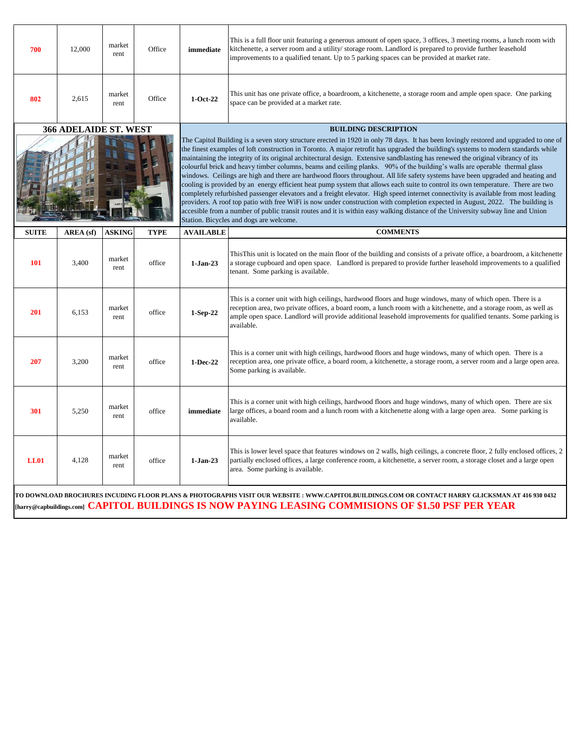| | | | | | |
|---|---|---|---|---|---|
| 700 | 12,000 | market rent | Office | immediate | This is a full floor unit featuring a generous amount of open space, 3 offices, 3 meeting rooms, a lunch room with kitchenette, a server room and a utility/ storage room. Landlord is prepared to provide further leasehold improvements to a qualified tenant. Up to 5 parking spaces can be provided at market rate. |
| 802 | 2,615 | market rent | Office | 1-Oct-22 | This unit has one private office, a boardroom, a kitchenette, a storage room and ample open space. One parking space can be provided at a market rate. |

## 366 ADELAIDE ST. WEST

**BUILDING DESCRIPTION**

The Capitol Building is a seven story structure erected in 1920 in only 78 days. It has been lovingly restored and upgraded to one of the finest examples of loft construction in Toronto. A major retrofit has upgraded the building's systems to modern standards while maintaining the integrity of its original architectural design. Extensive sandblasting has renewed the original vibrancy of its colourful brick and heavy timber columns, beams and ceiling planks. 90% of the building's walls are operable thermal glass windows. Ceilings are high and there are hardwood floors throughout. All life safety systems have been upgraded and heating and cooling is provided by an energy efficient heat pump system that allows each suite to control its own temperature. There are two completely refurbished passenger elevators and a freight elevator. High speed internet connectivity is available from most leading providers. A roof top patio with free WiFi is now under construction with completion expected in August, 2022. The building is accesible from a number of public transit routes and it is within easy walking distance of the University subway line and Union Station. Bicycles and dogs are welcome.

| SUITE | AREA (sf) | ASKING | TYPE | AVAILABLE | COMMENTS |
|---|---|---|---|---|---|
| 101 | 3,400 | market rent | office | 1-Jan-23 | ThisThis unit is located on the main floor of the building and consists of a private office, a boardroom, a kitchenette a storage cupboard and open space. Landlord is prepared to provide further leasehold improvements to a qualified tenant. Some parking is available. |
| 201 | 6,153 | market rent | office | 1-Sep-22 | This is a corner unit with high ceilings, hardwood floors and huge windows, many of which open. There is a reception area, two private offices, a board room, a lunch room with a kitchenette, and a storage room, as well as ample open space. Landlord will provide additional leasehold improvements for qualified tenants. Some parking is available. |
| 207 | 3,200 | market rent | office | 1-Dec-22 | This is a corner unit with high ceilings, hardwood floors and huge windows, many of which open. There is a reception area, one private office, a board room, a kitchenette, a storage room, a server room and a large open area. Some parking is available. |
| 301 | 5,250 | market rent | office | immediate | This is a corner unit with high ceilings, hardwood floors and huge windows, many of which open. There are six large offices, a board room and a lunch room with a kitchenette along with a large open area. Some parking is available. |
| LL01 | 4,128 | market rent | office | 1-Jan-23 | This is lower level space that features windows on 2 walls, high ceilings, a concrete floor, 2 fully enclosed offices, 2 partially enclosed offices, a large conference room, a kitchenette, a server room, a storage closet and a large open area. Some parking is available. |

**TO DOWNLOAD BROCHURES INCUDING FLOOR PLANS & PHOTOGRAPHS VISIT OUR WEBSITE : WWW.CAPITOLBUILDINGS.COM OR CONTACT HARRY GLICKSMAN AT 416 930 0432 [harry@capbuildings.com]** **CAPITOL BUILDINGS IS NOW PAYING LEASING COMMISIONS OF $1.50 PSF PER YEAR**